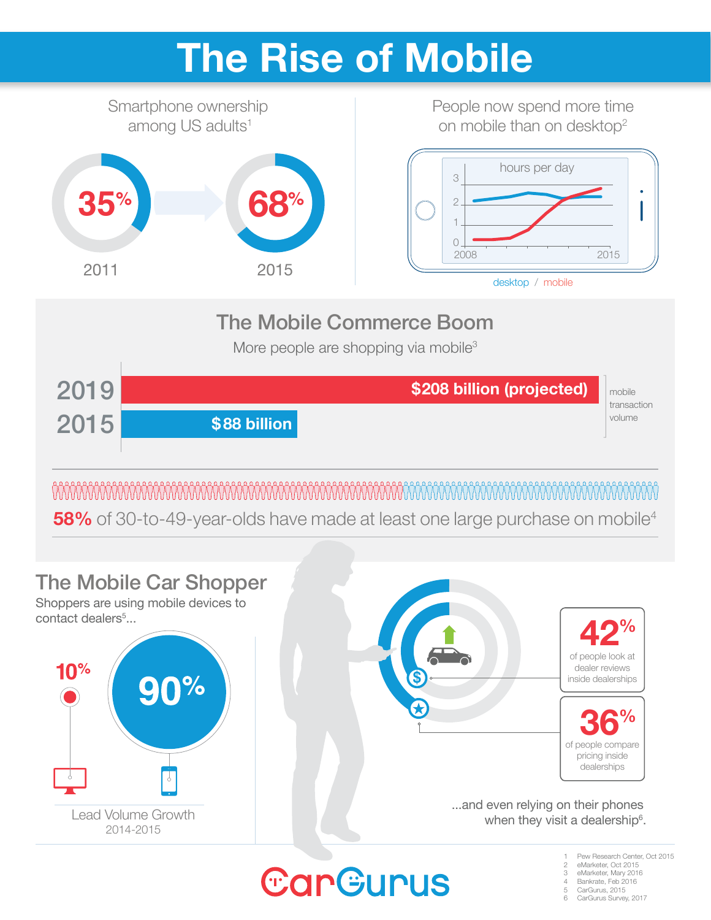# The Rise of Mobile

## Smartphone ownership among US adults[1]

35% — 2011

68% — 2015

## People now spend more time on mobile than on desktop[2]

hours per day

3
2
1
0

2008 — 2015

desktop / mobile

## The Mobile Commerce Boom

More people are shopping via mobile[3]

| Year | Mobile transaction volume |
| --- | --- |
| 2019 | $208 billion (projected) |
| 2015 | $88 billion |

**58%** of 30-to-49-year-olds have made at least one large purchase on mobile[4]

## The Mobile Car Shopper

Shoppers are using mobile devices to contact dealers[5]...

10%

90%

Lead Volume Growth
2014-2015

**42%** of people look at dealer reviews inside dealerships

**36%** of people compare pricing inside dealerships

...and even relying on their phones when they visit a dealership[6].

CarGurus

1 Pew Research Center, Oct 2015
2 eMarketer, Oct 2015
3 eMarketer, Mary 2016
4 Bankrate, Feb 2016
5 CarGurus, 2015
6 CarGurus Survey, 2017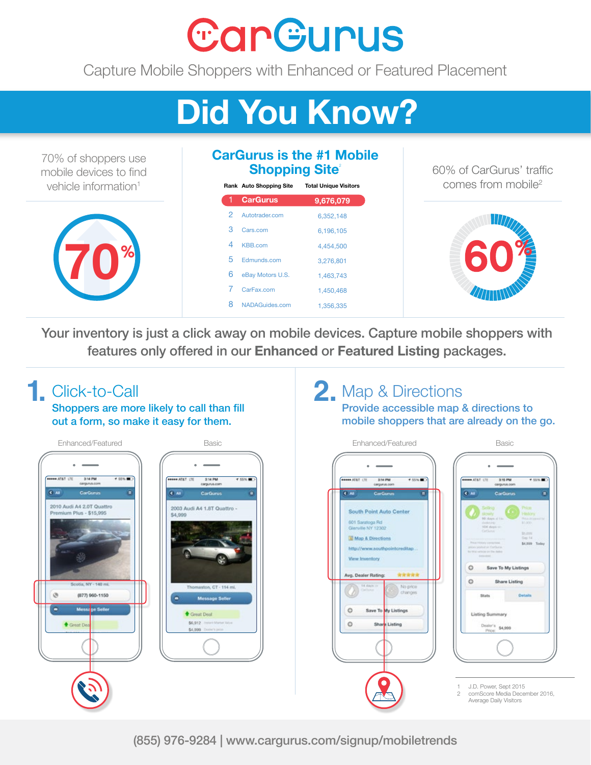# CarGurus

Capture Mobile Shoppers with Enhanced or Featured Placement

## Did You Know?

70% of shoppers use mobile devices to find vehicle information[1]

70%

### CarGurus is the #1 Mobile Shopping Site[2]

| Rank | Auto Shopping Site | Total Unique Visitors |
|---|---|---|
| 1 | CarGurus | 9,676,079 |
| 2 | Autotrader.com | 6,352,148 |
| 3 | Cars.com | 6,196,105 |
| 4 | KBB.com | 4,454,500 |
| 5 | Edmunds.com | 3,276,801 |
| 6 | eBay Motors U.S. | 1,463,743 |
| 7 | CarFax.com | 1,450,468 |
| 8 | NADAGuides.com | 1,356,335 |

60% of CarGurus' traffic comes from mobile[2]

60%

Your inventory is just a click away on mobile devices. Capture mobile shoppers with features only offered in our **Enhanced** or **Featured Listing** packages.

## 1. Click-to-Call

**Shoppers are more likely to call than fill out a form, so make it easy for them.**

Enhanced/Featured

Basic

## 2. Map & Directions

**Provide accessible map & directions to mobile shoppers that are already on the go.**

Enhanced/Featured

Basic

1 J.D. Power, Sept 2015
2 comScore Media December 2016, Average Daily Visitors

(855) 976-9284 | www.cargurus.com/signup/mobiletrends